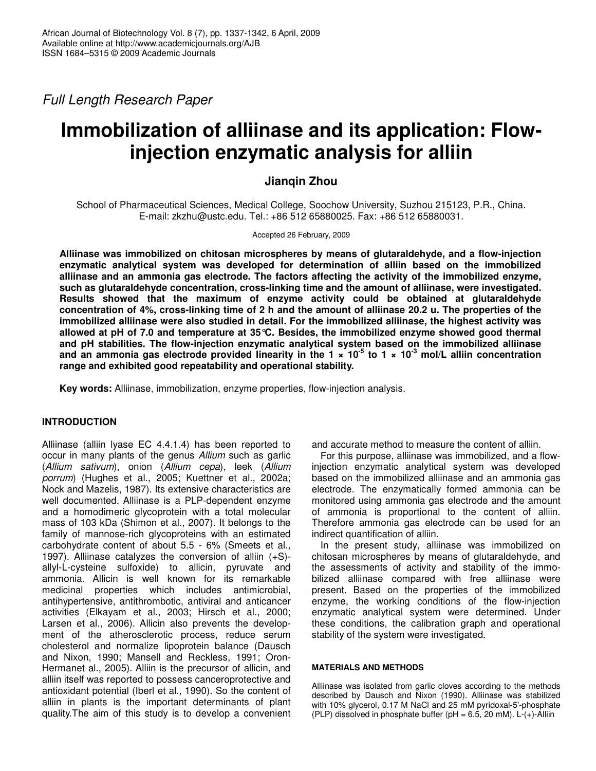*Full Length Research Paper*

# Immobilization of alliinase and its application: Flow-injection enzymatic analysis for alliin

**Jianqin Zhou**

School of Pharmaceutical Sciences, Medical College, Soochow University, Suzhou 215123, P.R., China.
E-mail: zkzhu@ustc.edu. Tel.: +86 512 65880025. Fax: +86 512 65880031.

Accepted 26 February, 2009

**Alliinase was immobilized on chitosan microspheres by means of glutaraldehyde, and a flow-injection enzymatic analytical system was developed for determination of alliin based on the immobilized alliinase and an ammonia gas electrode. The factors affecting the activity of the immobilized enzyme, such as glutaraldehyde concentration, cross-linking time and the amount of alliinase, were investigated. Results showed that the maximum of enzyme activity could be obtained at glutaraldehyde concentration of 4%, cross-linking time of 2 h and the amount of alliinase 20.2 u. The properties of the immobilized alliinase were also studied in detail. For the immobilized alliinase, the highest activity was allowed at pH of 7.0 and temperature at 35°C. Besides, the immobilized enzyme showed good thermal and pH stabilities. The flow-injection enzymatic analytical system based on the immobilized alliinase and an ammonia gas electrode provided linearity in the $1 \times 10^{-5}$ to $1 \times 10^{-3}$ mol/L alliin concentration range and exhibited good repeatability and operational stability.**

**Key words:** Alliinase, immobilization, enzyme properties, flow-injection analysis.

## INTRODUCTION

Alliinase (alliin lyase EC 4.4.1.4) has been reported to occur in many plants of the genus *Allium* such as garlic (*Allium sativum*), onion (*Allium cepa*), leek (*Allium porrum*) (Hughes et al., 2005; Kuettner et al., 2002a; Nock and Mazelis, 1987). Its extensive characteristics are well documented. Alliinase is a PLP-dependent enzyme and a homodimeric glycoprotein with a total molecular mass of 103 kDa (Shimon et al., 2007). It belongs to the family of mannose-rich glycoproteins with an estimated carbohydrate content of about 5.5 - 6% (Smeets et al., 1997). Alliinase catalyzes the conversion of alliin (+S)-allyl-L-cysteine sulfoxide) to allicin, pyruvate and ammonia. Allicin is well known for its remarkable medicinal properties which includes antimicrobial, antihypertensive, antithrombotic, antiviral and anticancer activities (Elkayam et al., 2003; Hirsch et al., 2000; Larsen et al., 2006). Allicin also prevents the development of the atherosclerotic process, reduce serum cholesterol and normalize lipoprotein balance (Dausch and Nixon, 1990; Mansell and Reckless, 1991; Oron-Hermanet al., 2005). Alliin is the precursor of allicin, and alliin itself was reported to possess canceroprotective and antioxidant potential (Iberl et al., 1990). So the content of alliin in plants is the important determinants of plant quality.The aim of this study is to develop a convenient and accurate method to measure the content of alliin.

For this purpose, alliinase was immobilized, and a flow-injection enzymatic analytical system was developed based on the immobilized alliinase and an ammonia gas electrode. The enzymatically formed ammonia can be monitored using ammonia gas electrode and the amount of ammonia is proportional to the content of alliin. Therefore ammonia gas electrode can be used for an indirect quantification of alliin.

In the present study, alliinase was immobilized on chitosan microspheres by means of glutaraldehyde, and the assessments of activity and stability of the immobilized alliinase compared with free alliinase were present. Based on the properties of the immobilized enzyme, the working conditions of the flow-injection enzymatic analytical system were determined. Under these conditions, the calibration graph and operational stability of the system were investigated.

## MATERIALS AND METHODS

Alliinase was isolated from garlic cloves according to the methods described by Dausch and Nixon (1990). Alliinase was stabilized with 10% glycerol, 0.17 M NaCl and 25 mM pyridoxal-5'-phosphate (PLP) dissolved in phosphate buffer (pH = 6.5, 20 mM). L-(+)-Alliin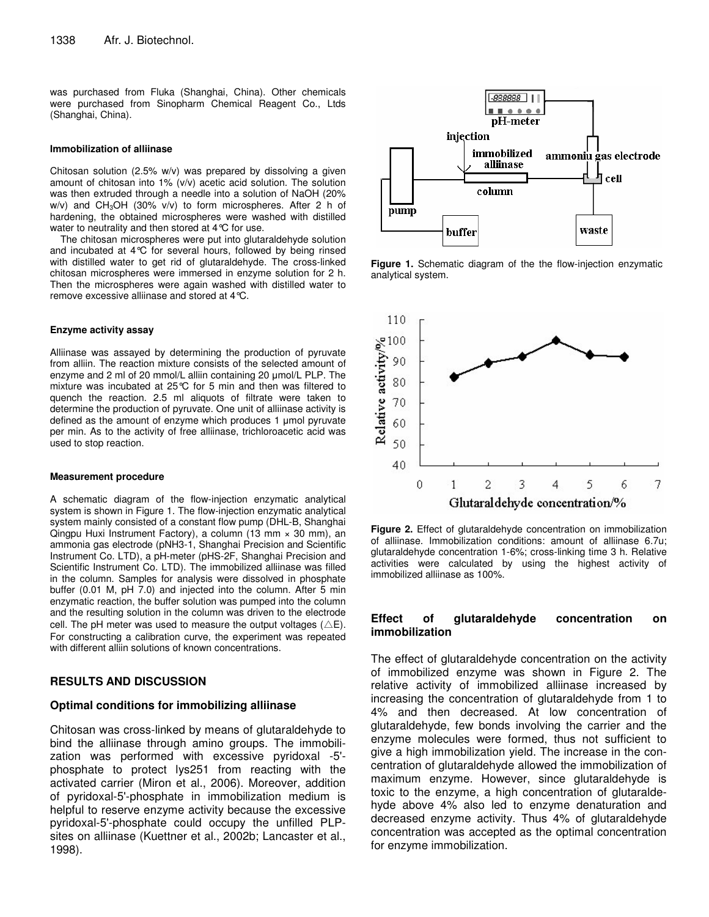was purchased from Fluka (Shanghai, China). Other chemicals were purchased from Sinopharm Chemical Reagent Co., Ltds (Shanghai, China).

#### Immobilization of alliinase

Chitosan solution (2.5% w/v) was prepared by dissolving a given amount of chitosan into 1% (v/v) acetic acid solution. The solution was then extruded through a needle into a solution of NaOH (20% w/v) and $CH_3OH$ (30% v/v) to form microspheres. After 2 h of hardening, the obtained microspheres were washed with distilled water to neutrality and then stored at 4°C for use.

The chitosan microspheres were put into glutaraldehyde solution and incubated at 4°C for several hours, followed by being rinsed with distilled water to get rid of glutaraldehyde. The cross-linked chitosan microspheres were immersed in enzyme solution for 2 h. Then the microspheres were again washed with distilled water to remove excessive alliinase and stored at 4°C.

#### Enzyme activity assay

Alliinase was assayed by determining the production of pyruvate from alliin. The reaction mixture consists of the selected amount of enzyme and 2 ml of 20 mmol/L alliin containing 20 µmol/L PLP. The mixture was incubated at 25°C for 5 min and then was filtered to quench the reaction. 2.5 ml aliquots of filtrate were taken to determine the production of pyruvate. One unit of alliinase activity is defined as the amount of enzyme which produces 1 µmol pyruvate per min. As to the activity of free alliinase, trichloroacetic acid was used to stop reaction.

#### Measurement procedure

A schematic diagram of the flow-injection enzymatic analytical system is shown in Figure 1. The flow-injection enzymatic analytical system mainly consisted of a constant flow pump (DHL-B, Shanghai Qingpu Huxi Instrument Factory), a column (13 mm × 30 mm), an ammonia gas electrode (pNH3-1, Shanghai Precision and Scientific Instrument Co. LTD), a pH-meter (pHS-2F, Shanghai Precision and Scientific Instrument Co. LTD). The immobilized alliinase was filled in the column. Samples for analysis were dissolved in phosphate buffer (0.01 M, pH 7.0) and injected into the column. After 5 min enzymatic reaction, the buffer solution was pumped into the column and the resulting solution in the column was driven to the electrode cell. The pH meter was used to measure the output voltages ($\triangle E$). For constructing a calibration curve, the experiment was repeated with different alliin solutions of known concentrations.

**Figure 1.** Schematic diagram of the the flow-injection enzymatic analytical system.

**Figure 2.** Effect of glutaraldehyde concentration on immobilization of alliinase. Immobilization conditions: amount of alliinase 6.7u; glutaraldehyde concentration 1-6%; cross-linking time 3 h. Relative activities were calculated by using the highest activity of immobilized alliinase as 100%.

## RESULTS AND DISCUSSION

### Optimal conditions for immobilizing alliinase

Chitosan was cross-linked by means of glutaraldehyde to bind the alliinase through amino groups. The immobilization was performed with excessive pyridoxal -5'-phosphate to protect lys251 from reacting with the activated carrier (Miron et al., 2006). Moreover, addition of pyridoxal-5'-phosphate in immobilization medium is helpful to reserve enzyme activity because the excessive pyridoxal-5'-phosphate could occupy the unfilled PLP-sites on alliinase (Kuettner et al., 2002b; Lancaster et al., 1998).

### Effect of glutaraldehyde concentration on immobilization

The effect of glutaraldehyde concentration on the activity of immobilized enzyme was shown in Figure 2. The relative activity of immobilized alliinase increased by increasing the concentration of glutaraldehyde from 1 to 4% and then decreased. At low concentration of glutaraldehyde, few bonds involving the carrier and the enzyme molecules were formed, thus not sufficient to give a high immobilization yield. The increase in the concentration of glutaraldehyde allowed the immobilization of maximum enzyme. However, since glutaraldehyde is toxic to the enzyme, a high concentration of glutaraldehyde above 4% also led to enzyme denaturation and decreased enzyme activity. Thus 4% of glutaraldehyde concentration was accepted as the optimal concentration for enzyme immobilization.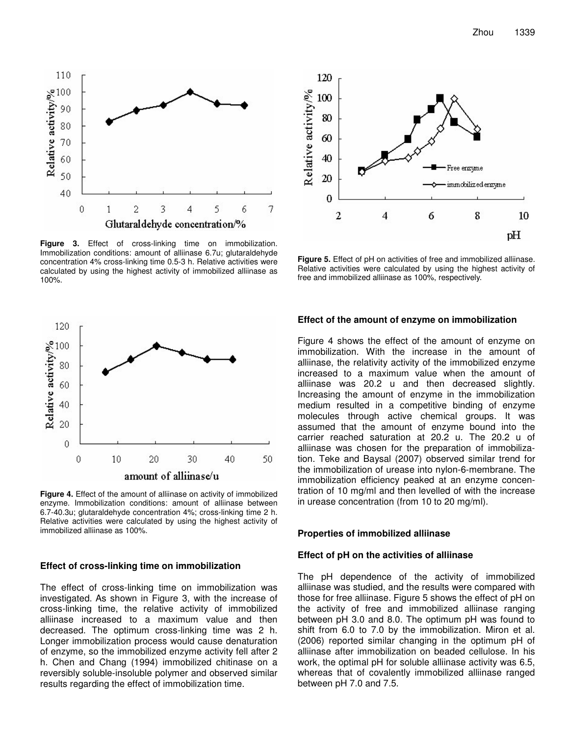**Figure 3.** Effect of cross-linking time on immobilization. Immobilization conditions: amount of alliinase 6.7u; glutaraldehyde concentration 4% cross-linking time 0.5-3 h. Relative activities were calculated by using the highest activity of immobilized alliinase as 100%.

**Figure 4.** Effect of the amount of alliinase on activity of immobilized enzyme. Immobilization conditions: amount of alliinase between 6.7-40.3u; glutaraldehyde concentration 4%; cross-linking time 2 h. Relative activities were calculated by using the highest activity of immobilized alliinase as 100%.

### Effect of cross-linking time on immobilization

The effect of cross-linking time on immobilization was investigated. As shown in Figure 3, with the increase of cross-linking time, the relative activity of immobilized alliinase increased to a maximum value and then decreased. The optimum cross-linking time was 2 h. Longer immobilization process would cause denaturation of enzyme, so the immobilized enzyme activity fell after 2 h. Chen and Chang (1994) immobilized chitinase on a reversibly soluble-insoluble polymer and observed similar results regarding the effect of immobilization time.

**Figure 5.** Effect of pH on activities of free and immobilized alliinase. Relative activities were calculated by using the highest activity of free and immobilized alliinase as 100%, respectively.

### Effect of the amount of enzyme on immobilization

Figure 4 shows the effect of the amount of enzyme on immobilization. With the increase in the amount of alliinase, the relativity activity of the immobilized enzyme increased to a maximum value when the amount of alliinase was 20.2 u and then decreased slightly. Increasing the amount of enzyme in the immobilization medium resulted in a competitive binding of enzyme molecules through active chemical groups. It was assumed that the amount of enzyme bound into the carrier reached saturation at 20.2 u. The 20.2 u of alliinase was chosen for the preparation of immobilization. Teke and Baysal (2007) observed similar trend for the immobilization of urease into nylon-6-membrane. The immobilization efficiency peaked at an enzyme concentration of 10 mg/ml and then levelled of with the increase in urease concentration (from 10 to 20 mg/ml).

## Properties of immobilized alliinase

### Effect of pH on the activities of alliinase

The pH dependence of the activity of immobilized alliinase was studied, and the results were compared with those for free alliinase. Figure 5 shows the effect of pH on the activity of free and immobilized alliinase ranging between pH 3.0 and 8.0. The optimum pH was found to shift from 6.0 to 7.0 by the immobilization. Miron et al. (2006) reported similar changing in the optimum pH of alliinase after immobilization on beaded cellulose. In his work, the optimal pH for soluble alliinase activity was 6.5, whereas that of covalently immobilized alliinase ranged between pH 7.0 and 7.5.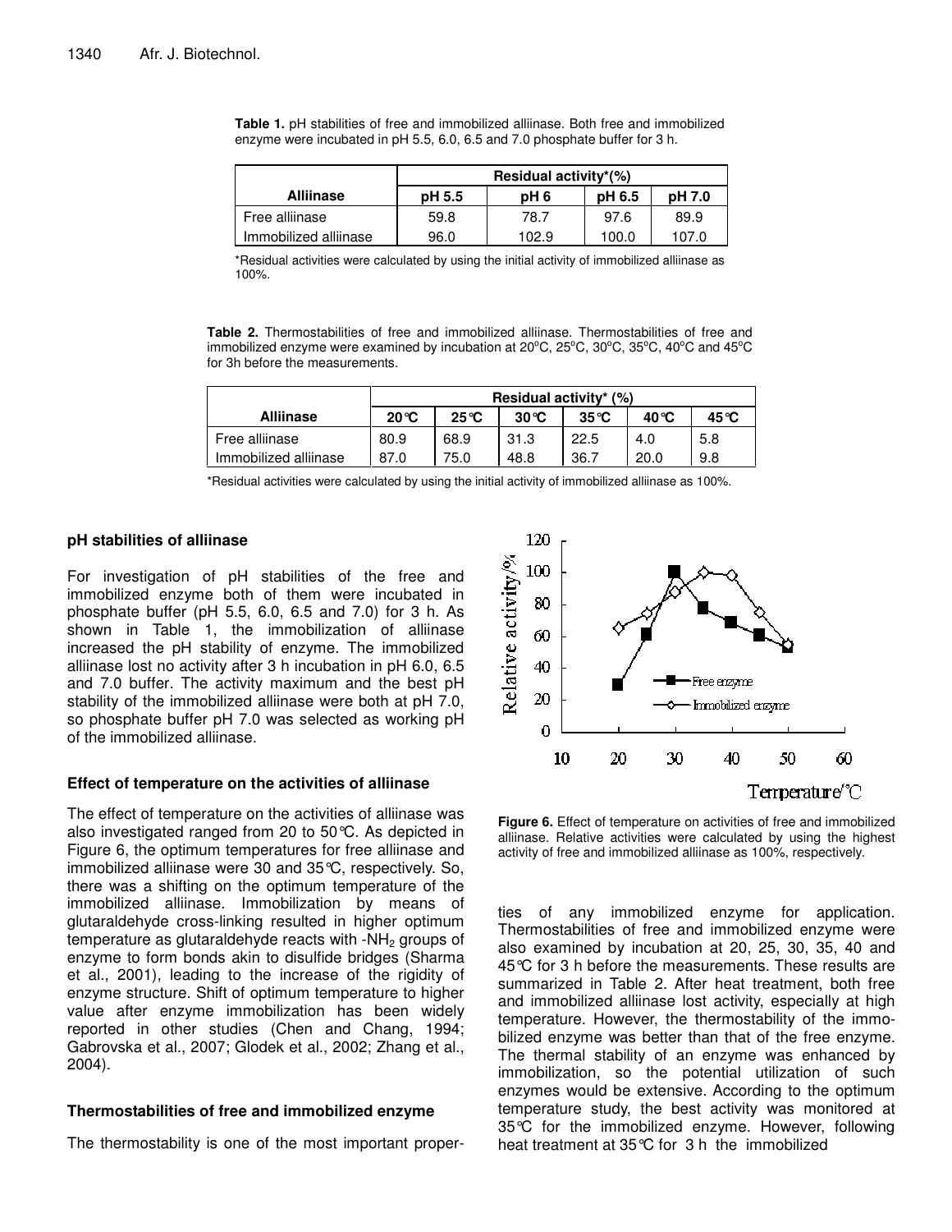**Table 1.** pH stabilities of free and immobilized alliinase. Both free and immobilized enzyme were incubated in pH 5.5, 6.0, 6.5 and 7.0 phosphate buffer for 3 h.

| Alliinase | Residual activity*(%) | | | |
|---|---|---|---|---|
| | pH 5.5 | pH 6 | pH 6.5 | pH 7.0 |
| Free alliinase | 59.8 | 78.7 | 97.6 | 89.9 |
| Immobilized alliinase | 96.0 | 102.9 | 100.0 | 107.0 |

*Residual activities were calculated by using the initial activity of immobilized alliinase as 100%.

**Table 2.** Thermostabilities of free and immobilized alliinase. Thermostabilities of free and immobilized enzyme were examined by incubation at 20°C, 25°C, 30°C, 35°C, 40°C and 45°C for 3h before the measurements.

| Alliinase | Residual activity* (%) | | | | | |
|---|---|---|---|---|---|---|
| | 20℃ | 25℃ | 30℃ | 35℃ | 40℃ | 45℃ |
| Free alliinase | 80.9 | 68.9 | 31.3 | 22.5 | 4.0 | 5.8 |
| Immobilized alliinase | 87.0 | 75.0 | 48.8 | 36.7 | 20.0 | 9.8 |

*Residual activities were calculated by using the initial activity of immobilized alliinase as 100%.

**pH stabilities of alliinase**

For investigation of pH stabilities of the free and immobilized enzyme both of them were incubated in phosphate buffer (pH 5.5, 6.0, 6.5 and 7.0) for 3 h. As shown in Table 1, the immobilization of alliinase increased the pH stability of enzyme. The immobilized alliinase lost no activity after 3 h incubation in pH 6.0, 6.5 and 7.0 buffer. The activity maximum and the best pH stability of the immobilized alliinase were both at pH 7.0, so phosphate buffer pH 7.0 was selected as working pH of the immobilized alliinase.

**Effect of temperature on the activities of alliinase**

The effect of temperature on the activities of alliinase was also investigated ranged from 20 to 50℃. As depicted in Figure 6, the optimum temperatures for free alliinase and immobilized alliinase were 30 and 35℃, respectively. So, there was a shifting on the optimum temperature of the immobilized alliinase. Immobilization by means of glutaraldehyde cross-linking resulted in higher optimum temperature as glutaraldehyde reacts with -$NH_2$ groups of enzyme to form bonds akin to disulfide bridges (Sharma et al., 2001), leading to the increase of the rigidity of enzyme structure. Shift of optimum temperature to higher value after enzyme immobilization has been widely reported in other studies (Chen and Chang, 1994; Gabrovska et al., 2007; Glodek et al., 2002; Zhang et al., 2004).

**Figure 6.** Effect of temperature on activities of free and immobilized alliinase. Relative activities were calculated by using the highest activity of free and immobilized alliinase as 100%, respectively.

**Thermostabilities of free and immobilized enzyme**

The thermostability is one of the most important properties of any immobilized enzyme for application. Thermostabilities of free and immobilized enzyme were also examined by incubation at 20, 25, 30, 35, 40 and 45℃ for 3 h before the measurements. These results are summarized in Table 2. After heat treatment, both free and immobilized alliinase lost activity, especially at high temperature. However, the thermostability of the immobilized enzyme was better than that of the free enzyme. The thermal stability of an enzyme was enhanced by immobilization, so the potential utilization of such enzymes would be extensive. According to the optimum temperature study, the best activity was monitored at 35℃ for the immobilized enzyme. However, following heat treatment at 35℃ for 3 h the immobilized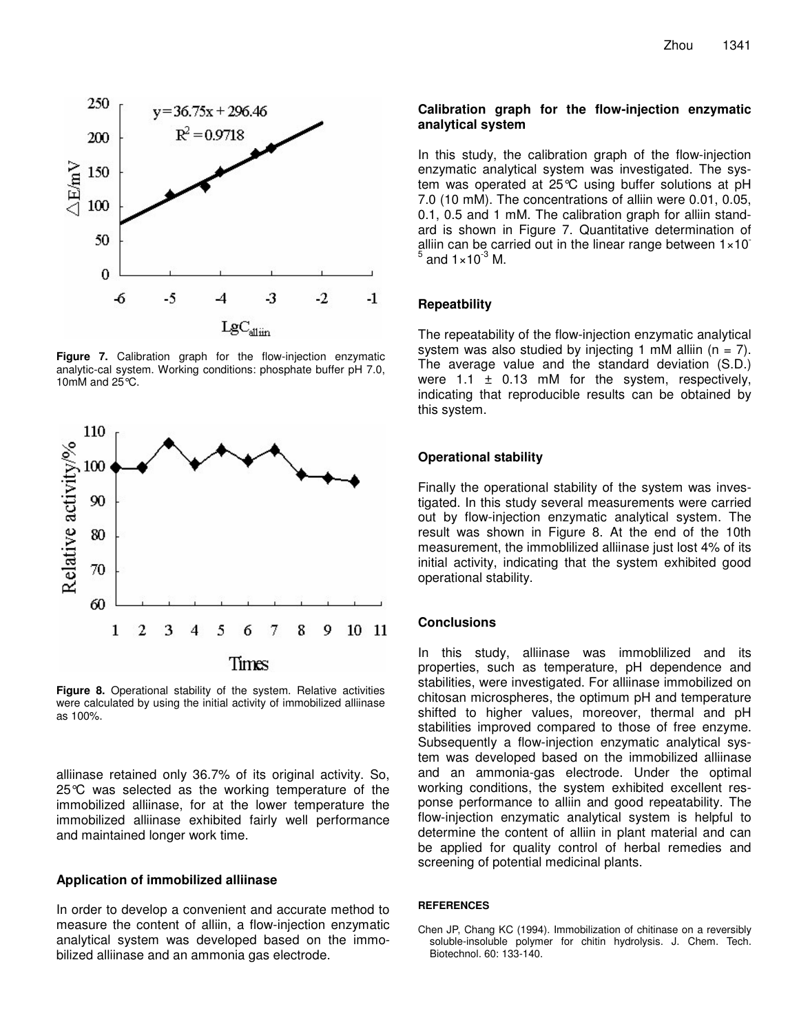Figure 7. Calibration graph for the flow-injection enzymatic analytic-cal system. Working conditions: phosphate buffer pH 7.0, 10mM and 25°C.

Figure 8. Operational stability of the system. Relative activities were calculated by using the initial activity of immobilized alliinase as 100%.

alliinase retained only 36.7% of its original activity. So, 25°C was selected as the working temperature of the immobilized alliinase, for at the lower temperature the immobilized alliinase exhibited fairly well performance and maintained longer work time.

### Application of immobilized alliinase

In order to develop a convenient and accurate method to measure the content of alliin, a flow-injection enzymatic analytical system was developed based on the immobilized alliinase and an ammonia gas electrode.

### Calibration graph for the flow-injection enzymatic analytical system

In this study, the calibration graph of the flow-injection enzymatic analytical system was investigated. The system was operated at 25°C using buffer solutions at pH 7.0 (10 mM). The concentrations of alliin were 0.01, 0.05, 0.1, 0.5 and 1 mM. The calibration graph for alliin standard is shown in Figure 7. Quantitative determination of alliin can be carried out in the linear range between $1\times10^{-5}$ and $1\times10^{-3}$ M.

### Repeatbility

The repeatability of the flow-injection enzymatic analytical system was also studied by injecting 1 mM alliin (n = 7). The average value and the standard deviation (S.D.) were 1.1 ± 0.13 mM for the system, respectively, indicating that reproducible results can be obtained by this system.

### Operational stability

Finally the operational stability of the system was investigated. In this study several measurements were carried out by flow-injection enzymatic analytical system. The result was shown in Figure 8. At the end of the 10th measurement, the immoblilized alliinase just lost 4% of its initial activity, indicating that the system exhibited good operational stability.

### Conclusions

In this study, alliinase was immoblilized and its properties, such as temperature, pH dependence and stabilities, were investigated. For alliinase immobilized on chitosan microspheres, the optimum pH and temperature shifted to higher values, moreover, thermal and pH stabilities improved compared to those of free enzyme. Subsequently a flow-injection enzymatic analytical system was developed based on the immobilized alliinase and an ammonia-gas electrode. Under the optimal working conditions, the system exhibited excellent response performance to alliin and good repeatability. The flow-injection enzymatic analytical system is helpful to determine the content of alliin in plant material and can be applied for quality control of herbal remedies and screening of potential medicinal plants.

#### REFERENCES

Chen JP, Chang KC (1994). Immobilization of chitinase on a reversibly soluble-insoluble polymer for chitin hydrolysis. J. Chem. Tech. Biotechnol. 60: 133-140.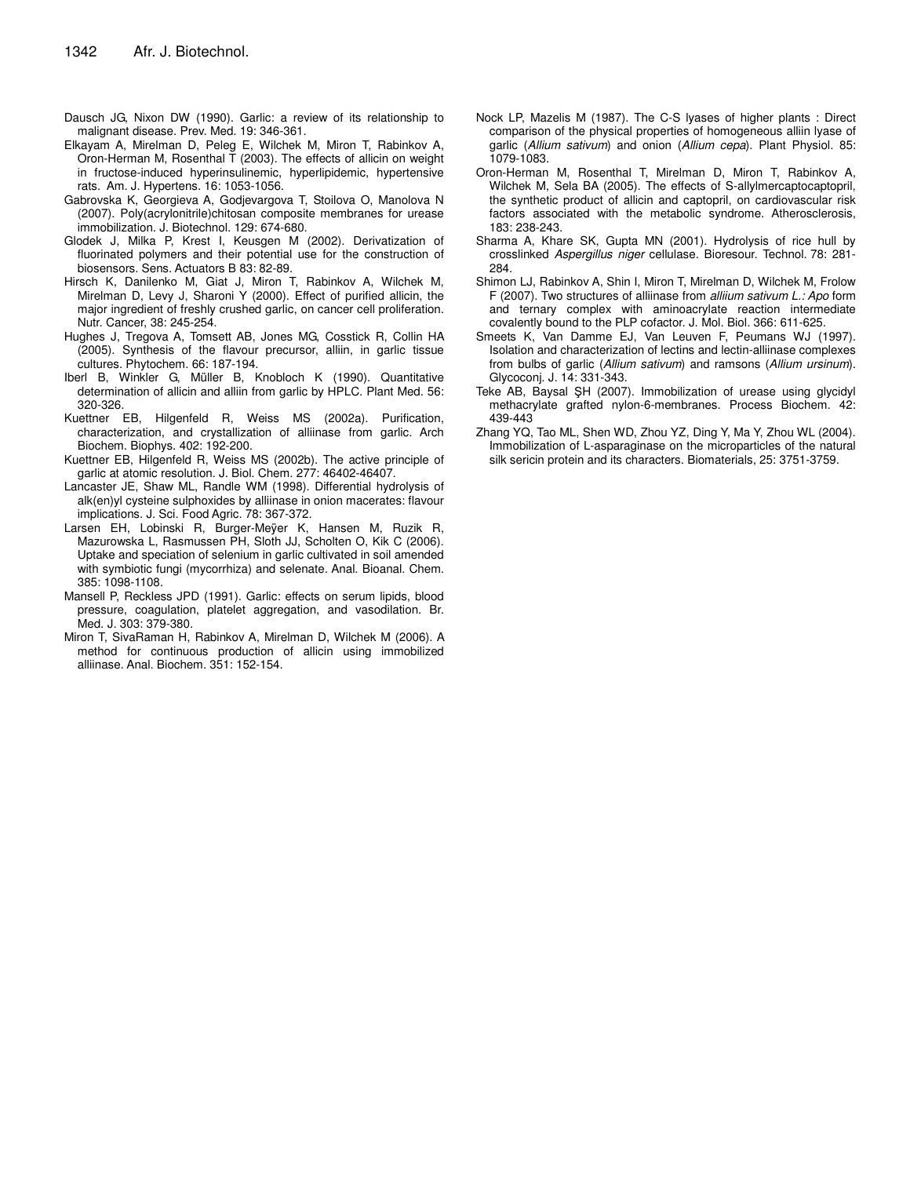Dausch JG, Nixon DW (1990). Garlic: a review of its relationship to malignant disease. Prev. Med. 19: 346-361.

Elkayam A, Mirelman D, Peleg E, Wilchek M, Miron T, Rabinkov A, Oron-Herman M, Rosenthal T (2003). The effects of allicin on weight in fructose-induced hyperinsulinemic, hyperlipidemic, hypertensive rats. Am. J. Hypertens. 16: 1053-1056.

Gabrovska K, Georgieva A, Godjevargova T, Stoilova O, Manolova N (2007). Poly(acrylonitrile)chitosan composite membranes for urease immobilization. J. Biotechnol. 129: 674-680.

Glodek J, Milka P, Krest I, Keusgen M (2002). Derivatization of fluorinated polymers and their potential use for the construction of biosensors. Sens. Actuators B 83: 82-89.

Hirsch K, Danilenko M, Giat J, Miron T, Rabinkov A, Wilchek M, Mirelman D, Levy J, Sharoni Y (2000). Effect of purified allicin, the major ingredient of freshly crushed garlic, on cancer cell proliferation. Nutr. Cancer, 38: 245-254.

Hughes J, Tregova A, Tomsett AB, Jones MG, Cosstick R, Collin HA (2005). Synthesis of the flavour precursor, alliin, in garlic tissue cultures. Phytochem. 66: 187-194.

Iberl B, Winkler G, Müller B, Knobloch K (1990). Quantitative determination of allicin and alliin from garlic by HPLC. Plant Med. 56: 320-326.

Kuettner EB, Hilgenfeld R, Weiss MS (2002a). Purification, characterization, and crystallization of alliinase from garlic. Arch Biochem. Biophys. 402: 192-200.

Kuettner EB, Hilgenfeld R, Weiss MS (2002b). The active principle of garlic at atomic resolution. J. Biol. Chem. 277: 46402-46407.

Lancaster JE, Shaw ML, Randle WM (1998). Differential hydrolysis of alk(en)yl cysteine sulphoxides by alliinase in onion macerates: flavour implications. J. Sci. Food Agric. 78: 367-372.

Larsen EH, Lobinski R, Burger-Meÿer K, Hansen M, Ruzik R, Mazurowska L, Rasmussen PH, Sloth JJ, Scholten O, Kik C (2006). Uptake and speciation of selenium in garlic cultivated in soil amended with symbiotic fungi (mycorrhiza) and selenate. Anal. Bioanal. Chem. 385: 1098-1108.

Mansell P, Reckless JPD (1991). Garlic: effects on serum lipids, blood pressure, coagulation, platelet aggregation, and vasodilation. Br. Med. J. 303: 379-380.

Miron T, SivaRaman H, Rabinkov A, Mirelman D, Wilchek M (2006). A method for continuous production of allicin using immobilized alliinase. Anal. Biochem. 351: 152-154.

Nock LP, Mazelis M (1987). The C-S lyases of higher plants : Direct comparison of the physical properties of homogeneous alliin lyase of garlic (*Allium sativum*) and onion (*Allium cepa*). Plant Physiol. 85: 1079-1083.

Oron-Herman M, Rosenthal T, Mirelman D, Miron T, Rabinkov A, Wilchek M, Sela BA (2005). The effects of S-allylmercaptocaptopril, the synthetic product of allicin and captopril, on cardiovascular risk factors associated with the metabolic syndrome. Atherosclerosis, 183: 238-243.

Sharma A, Khare SK, Gupta MN (2001). Hydrolysis of rice hull by crosslinked *Aspergillus niger* cellulase. Bioresour. Technol. 78: 281-284.

Shimon LJ, Rabinkov A, Shin I, Miron T, Mirelman D, Wilchek M, Frolow F (2007). Two structures of alliinase from *alliium sativum L.: Apo* form and ternary complex with aminoacrylate reaction intermediate covalently bound to the PLP cofactor. J. Mol. Biol. 366: 611-625.

Smeets K, Van Damme EJ, Van Leuven F, Peumans WJ (1997). Isolation and characterization of lectins and lectin-alliinase complexes from bulbs of garlic (*Allium sativum*) and ramsons (*Allium ursinum*). Glycoconj. J. 14: 331-343.

Teke AB, Baysal ŞH (2007). Immobilization of urease using glycidyl methacrylate grafted nylon-6-membranes. Process Biochem. 42: 439-443

Zhang YQ, Tao ML, Shen WD, Zhou YZ, Ding Y, Ma Y, Zhou WL (2004). Immobilization of L-asparaginase on the microparticles of the natural silk sericin protein and its characters. Biomaterials, 25: 3751-3759.